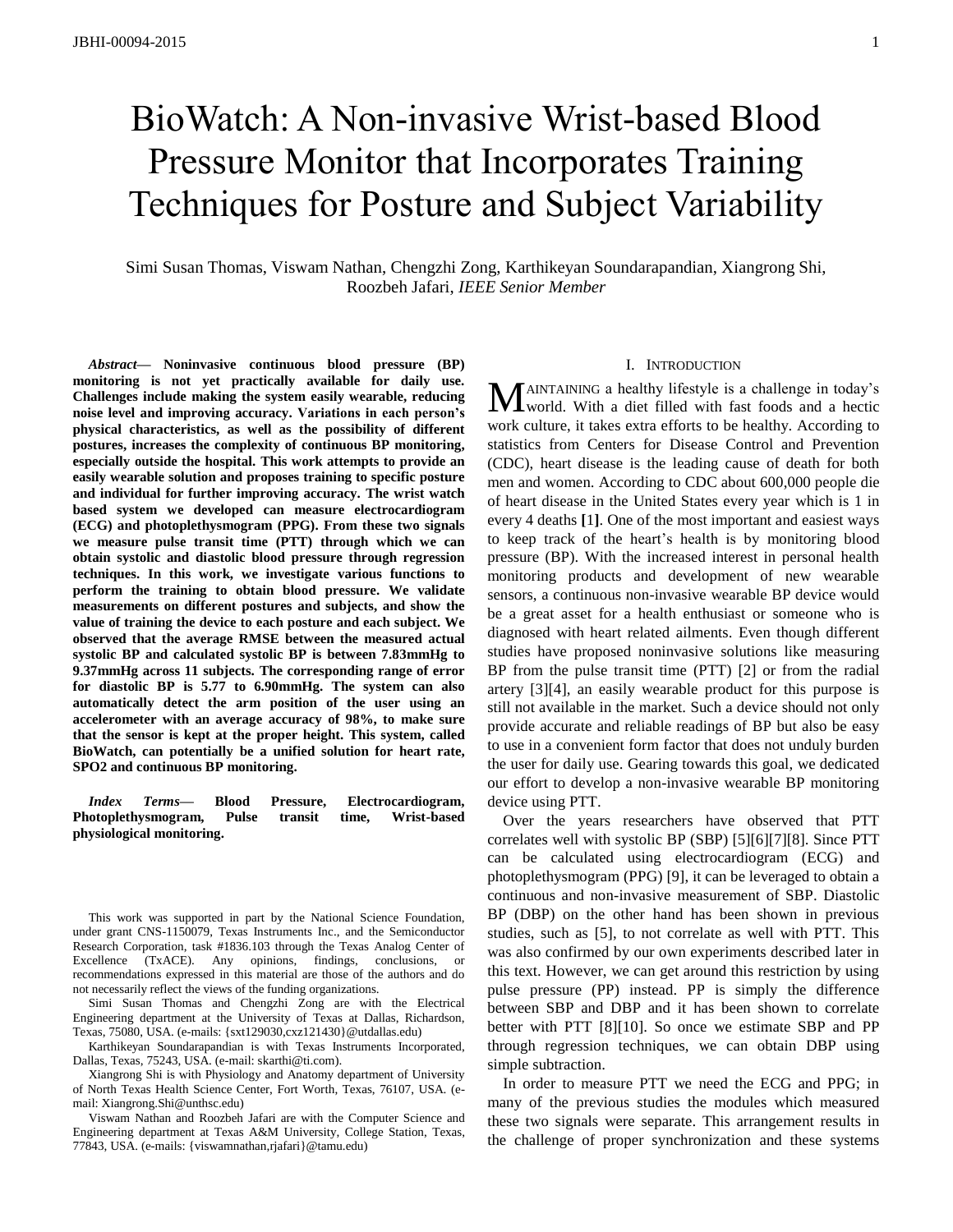# BioWatch: A Non-invasive Wrist-based Blood Pressure Monitor that Incorporates Training Techniques for Posture and Subject Variability

Simi Susan Thomas, Viswam Nathan, Chengzhi Zong, Karthikeyan Soundarapandian, Xiangrong Shi, Roozbeh Jafari, *IEEE Senior Member*

***Abstract*— Noninvasive continuous blood pressure (BP) monitoring is not yet practically available for daily use. Challenges include making the system easily wearable, reducing noise level and improving accuracy. Variations in each person's physical characteristics, as well as the possibility of different postures, increases the complexity of continuous BP monitoring, especially outside the hospital. This work attempts to provide an easily wearable solution and proposes training to specific posture and individual for further improving accuracy. The wrist watch based system we developed can measure electrocardiogram (ECG) and photoplethysmogram (PPG). From these two signals we measure pulse transit time (PTT) through which we can obtain systolic and diastolic blood pressure through regression techniques. In this work, we investigate various functions to perform the training to obtain blood pressure. We validate measurements on different postures and subjects, and show the value of training the device to each posture and each subject. We observed that the average RMSE between the measured actual systolic BP and calculated systolic BP is between 7.83mmHg to 9.37mmHg across 11 subjects. The corresponding range of error for diastolic BP is 5.77 to 6.90mmHg. The system can also automatically detect the arm position of the user using an accelerometer with an average accuracy of 98%, to make sure that the sensor is kept at the proper height. This system, called BioWatch, can potentially be a unified solution for heart rate, SPO2 and continuous BP monitoring.**

***Index Terms*— Blood Pressure, Electrocardiogram, Photoplethysmogram, Pulse transit time, Wrist-based physiological monitoring.**

This work was supported in part by the National Science Foundation, under grant CNS-1150079, Texas Instruments Inc., and the Semiconductor Research Corporation, task #1836.103 through the Texas Analog Center of Excellence (TxACE). Any opinions, findings, conclusions, or recommendations expressed in this material are those of the authors and do not necessarily reflect the views of the funding organizations.

Simi Susan Thomas and Chengzhi Zong are with the Electrical Engineering department at the University of Texas at Dallas, Richardson, Texas, 75080, USA. (e-mails: {sxt129030,cxz121430}@utdallas.edu)

Karthikeyan Soundarapandian is with Texas Instruments Incorporated, Dallas, Texas, 75243, USA. (e-mail: skarthi@ti.com).

Xiangrong Shi is with Physiology and Anatomy department of University of North Texas Health Science Center, Fort Worth, Texas, 76107, USA. (e-mail: Xiangrong.Shi@unthsc.edu)

Viswam Nathan and Roozbeh Jafari are with the Computer Science and Engineering department at Texas A&M University, College Station, Texas, 77843, USA. (e-mails: {viswamnathan,rjafari}@tamu.edu)

## I. Introduction

MAINTAINING a healthy lifestyle is a challenge in today's world. With a diet filled with fast foods and a hectic work culture, it takes extra efforts to be healthy. According to statistics from Centers for Disease Control and Prevention (CDC), heart disease is the leading cause of death for both men and women. According to CDC about 600,000 people die of heart disease in the United States every year which is 1 in every 4 deaths **[**1**]**. One of the most important and easiest ways to keep track of the heart's health is by monitoring blood pressure (BP). With the increased interest in personal health monitoring products and development of new wearable sensors, a continuous non-invasive wearable BP device would be a great asset for a health enthusiast or someone who is diagnosed with heart related ailments. Even though different studies have proposed noninvasive solutions like measuring BP from the pulse transit time (PTT) [2] or from the radial artery [3][4], an easily wearable product for this purpose is still not available in the market. Such a device should not only provide accurate and reliable readings of BP but also be easy to use in a convenient form factor that does not unduly burden the user for daily use. Gearing towards this goal, we dedicated our effort to develop a non-invasive wearable BP monitoring device using PTT.

Over the years researchers have observed that PTT correlates well with systolic BP (SBP) [5][6][7][8]. Since PTT can be calculated using electrocardiogram (ECG) and photoplethysmogram (PPG) [9], it can be leveraged to obtain a continuous and non-invasive measurement of SBP. Diastolic BP (DBP) on the other hand has been shown in previous studies, such as [5], to not correlate as well with PTT. This was also confirmed by our own experiments described later in this text. However, we can get around this restriction by using pulse pressure (PP) instead. PP is simply the difference between SBP and DBP and it has been shown to correlate better with PTT [8][10]. So once we estimate SBP and PP through regression techniques, we can obtain DBP using simple subtraction.

In order to measure PTT we need the ECG and PPG; in many of the previous studies the modules which measured these two signals were separate. This arrangement results in the challenge of proper synchronization and these systems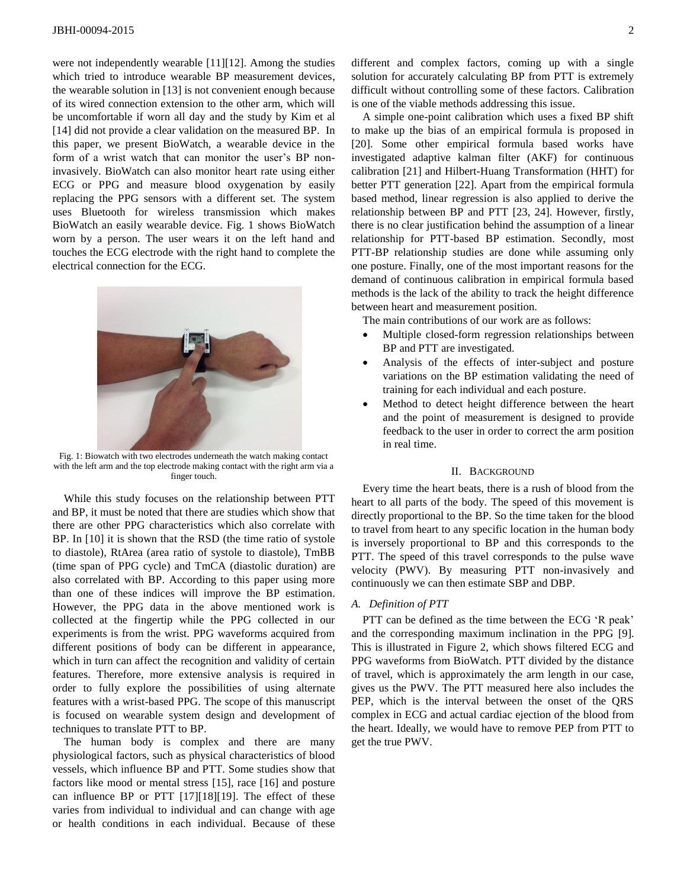were not independently wearable [11][12]. Among the studies which tried to introduce wearable BP measurement devices, the wearable solution in [13] is not convenient enough because of its wired connection extension to the other arm, which will be uncomfortable if worn all day and the study by Kim et al [14] did not provide a clear validation on the measured BP. In this paper, we present BioWatch, a wearable device in the form of a wrist watch that can monitor the user's BP non-invasively. BioWatch can also monitor heart rate using either ECG or PPG and measure blood oxygenation by easily replacing the PPG sensors with a different set. The system uses Bluetooth for wireless transmission which makes BioWatch an easily wearable device. Fig. 1 shows BioWatch worn by a person. The user wears it on the left hand and touches the ECG electrode with the right hand to complete the electrical connection for the ECG.

Fig. 1: Biowatch with two electrodes underneath the watch making contact with the left arm and the top electrode making contact with the right arm via a finger touch.

While this study focuses on the relationship between PTT and BP, it must be noted that there are studies which show that there are other PPG characteristics which also correlate with BP. In [10] it is shown that the RSD (the time ratio of systole to diastole), RtArea (area ratio of systole to diastole), TmBB (time span of PPG cycle) and TmCA (diastolic duration) are also correlated with BP. According to this paper using more than one of these indices will improve the BP estimation. However, the PPG data in the above mentioned work is collected at the fingertip while the PPG collected in our experiments is from the wrist. PPG waveforms acquired from different positions of body can be different in appearance, which in turn can affect the recognition and validity of certain features. Therefore, more extensive analysis is required in order to fully explore the possibilities of using alternate features with a wrist-based PPG. The scope of this manuscript is focused on wearable system design and development of techniques to translate PTT to BP.

The human body is complex and there are many physiological factors, such as physical characteristics of blood vessels, which influence BP and PTT. Some studies show that factors like mood or mental stress [15], race [16] and posture can influence BP or PTT [17][18][19]. The effect of these varies from individual to individual and can change with age or health conditions in each individual. Because of these different and complex factors, coming up with a single solution for accurately calculating BP from PTT is extremely difficult without controlling some of these factors. Calibration is one of the viable methods addressing this issue.

A simple one-point calibration which uses a fixed BP shift to make up the bias of an empirical formula is proposed in [20]. Some other empirical formula based works have investigated adaptive kalman filter (AKF) for continuous calibration [21] and Hilbert-Huang Transformation (HHT) for better PTT generation [22]. Apart from the empirical formula based method, linear regression is also applied to derive the relationship between BP and PTT [23, 24]. However, firstly, there is no clear justification behind the assumption of a linear relationship for PTT-based BP estimation. Secondly, most PTT-BP relationship studies are done while assuming only one posture. Finally, one of the most important reasons for the demand of continuous calibration in empirical formula based methods is the lack of the ability to track the height difference between heart and measurement position.

The main contributions of our work are as follows:

- Multiple closed-form regression relationships between BP and PTT are investigated.
- Analysis of the effects of inter-subject and posture variations on the BP estimation validating the need of training for each individual and each posture.
- Method to detect height difference between the heart and the point of measurement is designed to provide feedback to the user in order to correct the arm position in real time.

## II. Background

Every time the heart beats, there is a rush of blood from the heart to all parts of the body. The speed of this movement is directly proportional to the BP. So the time taken for the blood to travel from heart to any specific location in the human body is inversely proportional to BP and this corresponds to the PTT. The speed of this travel corresponds to the pulse wave velocity (PWV). By measuring PTT non-invasively and continuously we can then estimate SBP and DBP.

### A. Definition of PTT

PTT can be defined as the time between the ECG 'R peak' and the corresponding maximum inclination in the PPG [9]. This is illustrated in Figure 2, which shows filtered ECG and PPG waveforms from BioWatch. PTT divided by the distance of travel, which is approximately the arm length in our case, gives us the PWV. The PTT measured here also includes the PEP, which is the interval between the onset of the QRS complex in ECG and actual cardiac ejection of the blood from the heart. Ideally, we would have to remove PEP from PTT to get the true PWV.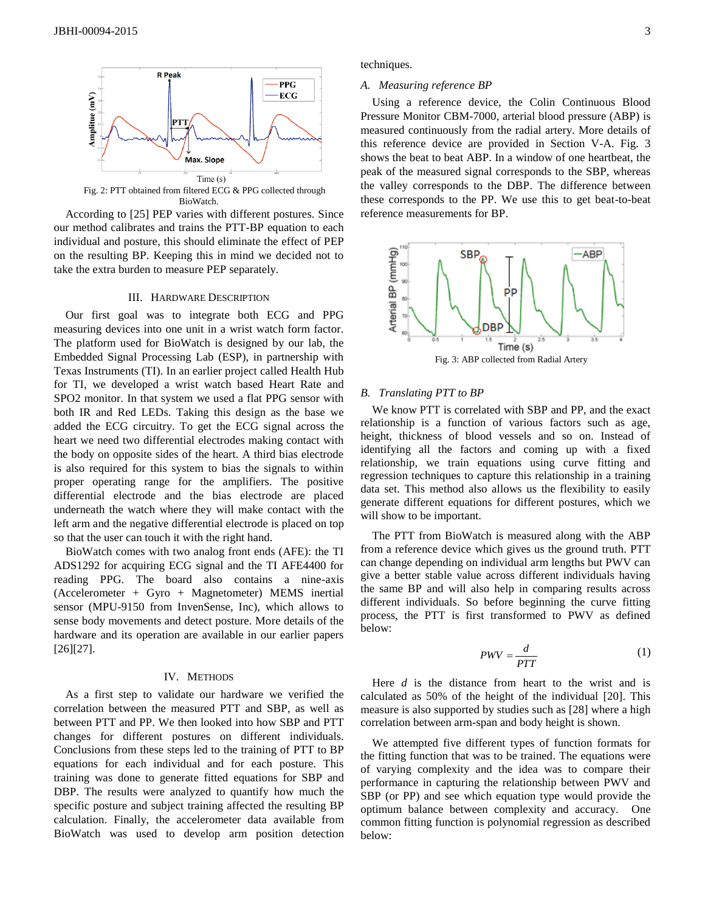Fig. 2: PTT obtained from filtered ECG & PPG collected through BioWatch.

According to [25] PEP varies with different postures. Since our method calibrates and trains the PTT-BP equation to each individual and posture, this should eliminate the effect of PEP on the resulting BP. Keeping this in mind we decided not to take the extra burden to measure PEP separately.

## III. Hardware Description

Our first goal was to integrate both ECG and PPG measuring devices into one unit in a wrist watch form factor. The platform used for BioWatch is designed by our lab, the Embedded Signal Processing Lab (ESP), in partnership with Texas Instruments (TI). In an earlier project called Health Hub for TI, we developed a wrist watch based Heart Rate and SPO2 monitor. In that system we used a flat PPG sensor with both IR and Red LEDs. Taking this design as the base we added the ECG circuitry. To get the ECG signal across the heart we need two differential electrodes making contact with the body on opposite sides of the heart. A third bias electrode is also required for this system to bias the signals to within proper operating range for the amplifiers. The positive differential electrode and the bias electrode are placed underneath the watch where they will make contact with the left arm and the negative differential electrode is placed on top so that the user can touch it with the right hand.

BioWatch comes with two analog front ends (AFE): the TI ADS1292 for acquiring ECG signal and the TI AFE4400 for reading PPG. The board also contains a nine-axis (Accelerometer + Gyro + Magnetometer) MEMS inertial sensor (MPU-9150 from InvenSense, Inc), which allows to sense body movements and detect posture. More details of the hardware and its operation are available in our earlier papers [26][27].

## IV. Methods

As a first step to validate our hardware we verified the correlation between the measured PTT and SBP, as well as between PTT and PP. We then looked into how SBP and PTT changes for different postures on different individuals. Conclusions from these steps led to the training of PTT to BP equations for each individual and for each posture. This training was done to generate fitted equations for SBP and DBP. The results were analyzed to quantify how much the specific posture and subject training affected the resulting BP calculation. Finally, the accelerometer data available from BioWatch was used to develop arm position detection techniques.

### A. Measuring reference BP

Using a reference device, the Colin Continuous Blood Pressure Monitor CBM-7000, arterial blood pressure (ABP) is measured continuously from the radial artery. More details of this reference device are provided in Section V-A. Fig. 3 shows the beat to beat ABP. In a window of one heartbeat, the peak of the measured signal corresponds to the SBP, whereas the valley corresponds to the DBP. The difference between these corresponds to the PP. We use this to get beat-to-beat reference measurements for BP.

Fig. 3: ABP collected from Radial Artery

### B. Translating PTT to BP

We know PTT is correlated with SBP and PP, and the exact relationship is a function of various factors such as age, height, thickness of blood vessels and so on. Instead of identifying all the factors and coming up with a fixed relationship, we train equations using curve fitting and regression techniques to capture this relationship in a training data set. This method also allows us the flexibility to easily generate different equations for different postures, which we will show to be important.

The PTT from BioWatch is measured along with the ABP from a reference device which gives us the ground truth. PTT can change depending on individual arm lengths but PWV can give a better stable value across different individuals having the same BP and will also help in comparing results across different individuals. So before beginning the curve fitting process, the PTT is first transformed to PWV as defined below:

$$PWV = \frac{d}{PTT} \tag{1}$$

Here $d$ is the distance from heart to the wrist and is calculated as 50% of the height of the individual [20]. This measure is also supported by studies such as [28] where a high correlation between arm-span and body height is shown.

We attempted five different types of function formats for the fitting function that was to be trained. The equations were of varying complexity and the idea was to compare their performance in capturing the relationship between PWV and SBP (or PP) and see which equation type would provide the optimum balance between complexity and accuracy. One common fitting function is polynomial regression as described below: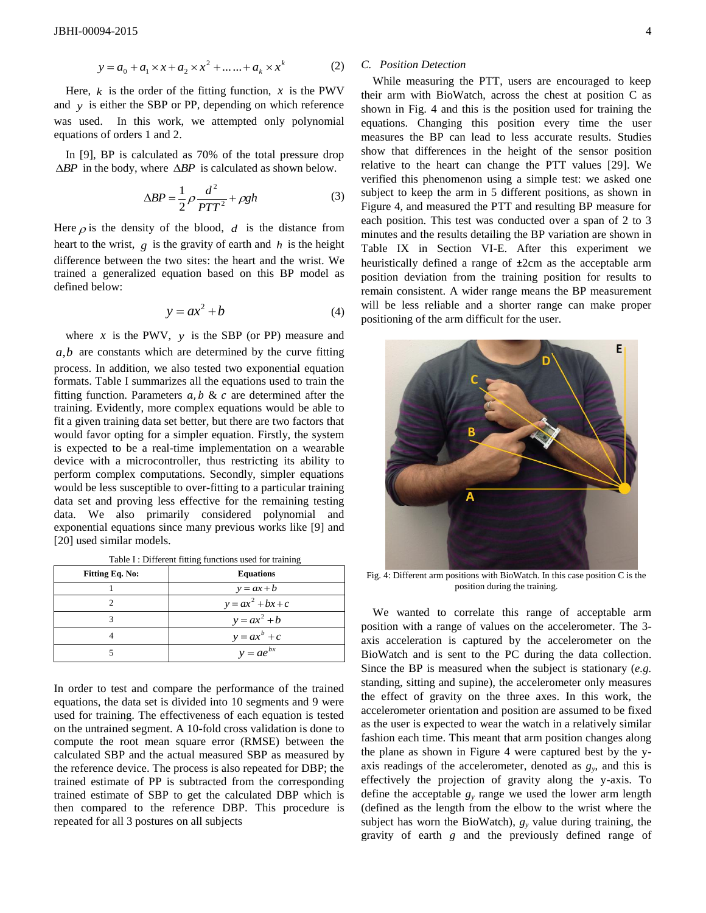$$y = a_0 + a_1 \times x + a_2 \times x^2 + \ldots\ldots + a_k \times x^k \quad (2)$$

Here, $k$ is the order of the fitting function, $x$ is the PWV and $y$ is either the SBP or PP, depending on which reference was used. In this work, we attempted only polynomial equations of orders 1 and 2.

In [9], BP is calculated as 70% of the total pressure drop $\Delta BP$ in the body, where $\Delta BP$ is calculated as shown below.

$$\Delta BP = \frac{1}{2}\rho \frac{d^2}{PTT^2} + \rho g h \quad (3)$$

Here $\rho$ is the density of the blood, $d$ is the distance from heart to the wrist, $g$ is the gravity of earth and $h$ is the height difference between the two sites: the heart and the wrist. We trained a generalized equation based on this BP model as defined below:

$$y = ax^2 + b \quad (4)$$

where $x$ is the PWV, $y$ is the SBP (or PP) measure and $a, b$ are constants which are determined by the curve fitting process. In addition, we also tested two exponential equation formats. Table I summarizes all the equations used to train the fitting function. Parameters $a, b$ & $c$ are determined after the training. Evidently, more complex equations would be able to fit a given training data set better, but there are two factors that would favor opting for a simpler equation. Firstly, the system is expected to be a real-time implementation on a wearable device with a microcontroller, thus restricting its ability to perform complex computations. Secondly, simpler equations would be less susceptible to over-fitting to a particular training data set and proving less effective for the remaining testing data. We also primarily considered polynomial and exponential equations since many previous works like [9] and [20] used similar models.

Table I : Different fitting functions used for training

| Fitting Eq. No: | Equations |
|---|---|
| 1 | $y = ax + b$ |
| 2 | $y = ax^2 + bx + c$ |
| 3 | $y = ax^2 + b$ |
| 4 | $y = ax^b + c$ |
| 5 | $y = ae^{bx}$ |

In order to test and compare the performance of the trained equations, the data set is divided into 10 segments and 9 were used for training. The effectiveness of each equation is tested on the untrained segment. A 10-fold cross validation is done to compute the root mean square error (RMSE) between the calculated SBP and the actual measured SBP as measured by the reference device. The process is also repeated for DBP; the trained estimate of PP is subtracted from the corresponding trained estimate of SBP to get the calculated DBP which is then compared to the reference DBP. This procedure is repeated for all 3 postures on all subjects

### C. Position Detection

While measuring the PTT, users are encouraged to keep their arm with BioWatch, across the chest at position C as shown in Fig. 4 and this is the position used for training the equations. Changing this position every time the user measures the BP can lead to less accurate results. Studies show that differences in the height of the sensor position relative to the heart can change the PTT values [29]. We verified this phenomenon using a simple test: we asked one subject to keep the arm in 5 different positions, as shown in Figure 4, and measured the PTT and resulting BP measure for each position. This test was conducted over a span of 2 to 3 minutes and the results detailing the BP variation are shown in Table IX in Section VI-E. After this experiment we heuristically defined a range of ±2cm as the acceptable arm position deviation from the training position for results to remain consistent. A wider range means the BP measurement will be less reliable and a shorter range can make proper positioning of the arm difficult for the user.

Fig. 4: Different arm positions with BioWatch. In this case position C is the position during the training.

We wanted to correlate this range of acceptable arm position with a range of values on the accelerometer. The 3-axis acceleration is captured by the accelerometer on the BioWatch and is sent to the PC during the data collection. Since the BP is measured when the subject is stationary (*e.g.* standing, sitting and supine), the accelerometer only measures the effect of gravity on the three axes. In this work, the accelerometer orientation and position are assumed to be fixed as the user is expected to wear the watch in a relatively similar fashion each time. This meant that arm position changes along the plane as shown in Figure 4 were captured best by the y-axis readings of the accelerometer, denoted as $g_y$, and this is effectively the projection of gravity along the y-axis. To define the acceptable $g_y$ range we used the lower arm length (defined as the length from the elbow to the wrist where the subject has worn the BioWatch), $g_y$ value during training, the gravity of earth $g$ and the previously defined range of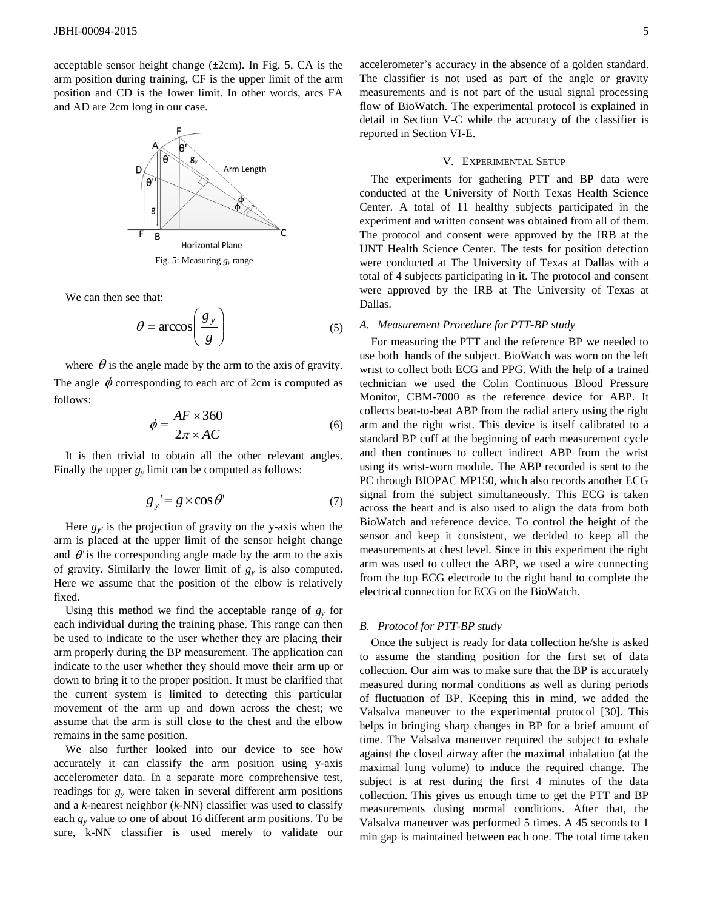acceptable sensor height change (±2cm). In Fig. 5, CA is the arm position during training, CF is the upper limit of the arm position and CD is the lower limit. In other words, arcs FA and AD are 2cm long in our case.

Fig. 5: Measuring $g_y$ range

We can then see that:

$$\theta = \arccos\left(\frac{g_y}{g}\right) \tag{5}$$

where $\theta$ is the angle made by the arm to the axis of gravity. The angle $\phi$ corresponding to each arc of 2cm is computed as follows:

$$\phi = \frac{AF \times 360}{2\pi \times AC} \tag{6}$$

It is then trivial to obtain all the other relevant angles. Finally the upper $g_y$ limit can be computed as follows:

$$g_y' = g \times \cos\theta' \tag{7}$$

Here $g_{y'}$ is the projection of gravity on the y-axis when the arm is placed at the upper limit of the sensor height change and $\theta'$ is the corresponding angle made by the arm to the axis of gravity. Similarly the lower limit of $g_y$ is also computed. Here we assume that the position of the elbow is relatively fixed.

Using this method we find the acceptable range of $g_y$ for each individual during the training phase. This range can then be used to indicate to the user whether they are placing their arm properly during the BP measurement. The application can indicate to the user whether they should move their arm up or down to bring it to the proper position. It must be clarified that the current system is limited to detecting this particular movement of the arm up and down across the chest; we assume that the arm is still close to the chest and the elbow remains in the same position.

We also further looked into our device to see how accurately it can classify the arm position using y-axis accelerometer data. In a separate more comprehensive test, readings for $g_y$ were taken in several different arm positions and a *k*-nearest neighbor (*k*-NN) classifier was used to classify each $g_y$ value to one of about 16 different arm positions. To be sure, k-NN classifier is used merely to validate our accelerometer's accuracy in the absence of a golden standard. The classifier is not used as part of the angle or gravity measurements and is not part of the usual signal processing flow of BioWatch. The experimental protocol is explained in detail in Section V-C while the accuracy of the classifier is reported in Section VI-E.

## V. Experimental Setup

The experiments for gathering PTT and BP data were conducted at the University of North Texas Health Science Center. A total of 11 healthy subjects participated in the experiment and written consent was obtained from all of them. The protocol and consent were approved by the IRB at the UNT Health Science Center. The tests for position detection were conducted at The University of Texas at Dallas with a total of 4 subjects participating in it. The protocol and consent were approved by the IRB at The University of Texas at Dallas.

### A. Measurement Procedure for PTT-BP study

For measuring the PTT and the reference BP we needed to use both hands of the subject. BioWatch was worn on the left wrist to collect both ECG and PPG. With the help of a trained technician we used the Colin Continuous Blood Pressure Monitor, CBM-7000 as the reference device for ABP. It collects beat-to-beat ABP from the radial artery using the right arm and the right wrist. This device is itself calibrated to a standard BP cuff at the beginning of each measurement cycle and then continues to collect indirect ABP from the wrist using its wrist-worn module. The ABP recorded is sent to the PC through BIOPAC MP150, which also records another ECG signal from the subject simultaneously. This ECG is taken across the heart and is also used to align the data from both BioWatch and reference device. To control the height of the sensor and keep it consistent, we decided to keep all the measurements at chest level. Since in this experiment the right arm was used to collect the ABP, we used a wire connecting from the top ECG electrode to the right hand to complete the electrical connection for ECG on the BioWatch.

### B. Protocol for PTT-BP study

Once the subject is ready for data collection he/she is asked to assume the standing position for the first set of data collection. Our aim was to make sure that the BP is accurately measured during normal conditions as well as during periods of fluctuation of BP. Keeping this in mind, we added the Valsalva maneuver to the experimental protocol [30]. This helps in bringing sharp changes in BP for a brief amount of time. The Valsalva maneuver required the subject to exhale against the closed airway after the maximal inhalation (at the maximal lung volume) to induce the required change. The subject is at rest during the first 4 minutes of the data collection. This gives us enough time to get the PTT and BP measurements dusing normal conditions. After that, the Valsalva maneuver was performed 5 times. A 45 seconds to 1 min gap is maintained between each one. The total time taken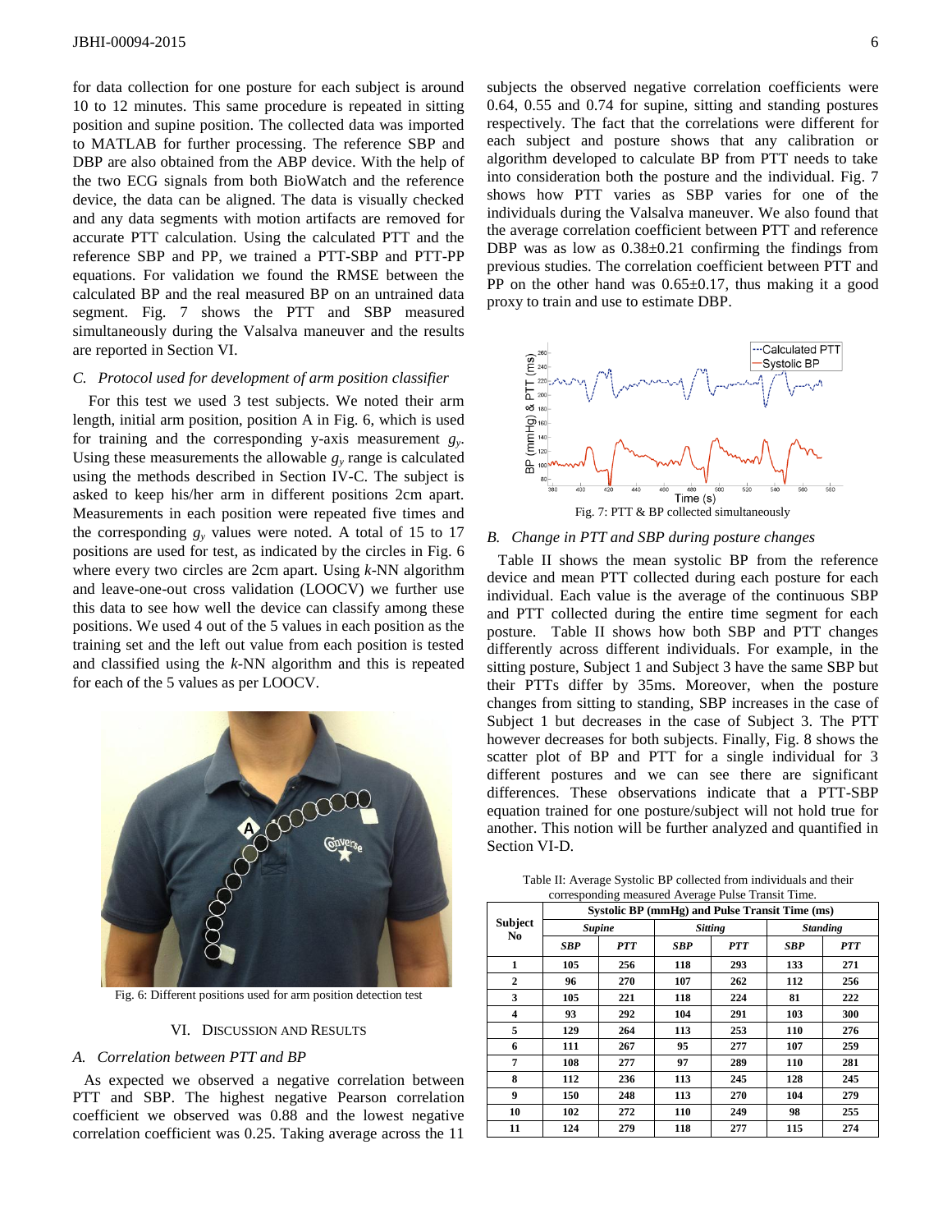for data collection for one posture for each subject is around 10 to 12 minutes. This same procedure is repeated in sitting position and supine position. The collected data was imported to MATLAB for further processing. The reference SBP and DBP are also obtained from the ABP device. With the help of the two ECG signals from both BioWatch and the reference device, the data can be aligned. The data is visually checked and any data segments with motion artifacts are removed for accurate PTT calculation. Using the calculated PTT and the reference SBP and PP, we trained a PTT-SBP and PTT-PP equations. For validation we found the RMSE between the calculated BP and the real measured BP on an untrained data segment. Fig. 7 shows the PTT and SBP measured simultaneously during the Valsalva maneuver and the results are reported in Section VI.

### *C. Protocol used for development of arm position classifier*

For this test we used 3 test subjects. We noted their arm length, initial arm position, position A in Fig. 6, which is used for training and the corresponding y-axis measurement $g_y$. Using these measurements the allowable $g_y$ range is calculated using the methods described in Section IV-C. The subject is asked to keep his/her arm in different positions 2cm apart. Measurements in each position were repeated five times and the corresponding $g_y$ values were noted. A total of 15 to 17 positions are used for test, as indicated by the circles in Fig. 6 where every two circles are 2cm apart. Using *k*-NN algorithm and leave-one-out cross validation (LOOCV) we further use this data to see how well the device can classify among these positions. We used 4 out of the 5 values in each position as the training set and the left out value from each position is tested and classified using the *k*-NN algorithm and this is repeated for each of the 5 values as per LOOCV.

Fig. 6: Different positions used for arm position detection test

## VI. Discussion and Results

### *A. Correlation between PTT and BP*

As expected we observed a negative correlation between PTT and SBP. The highest negative Pearson correlation coefficient we observed was 0.88 and the lowest negative correlation coefficient was 0.25. Taking average across the 11 subjects the observed negative correlation coefficients were 0.64, 0.55 and 0.74 for supine, sitting and standing postures respectively. The fact that the correlations were different for each subject and posture shows that any calibration or algorithm developed to calculate BP from PTT needs to take into consideration both the posture and the individual. Fig. 7 shows how PTT varies as SBP varies for one of the individuals during the Valsalva maneuver. We also found that the average correlation coefficient between PTT and reference DBP was as low as 0.38±0.21 confirming the findings from previous studies. The correlation coefficient between PTT and PP on the other hand was 0.65±0.17, thus making it a good proxy to train and use to estimate DBP.

Fig. 7: PTT & BP collected simultaneously

### *B. Change in PTT and SBP during posture changes*

Table II shows the mean systolic BP from the reference device and mean PTT collected during each posture for each individual. Each value is the average of the continuous SBP and PTT collected during the entire time segment for each posture. Table II shows how both SBP and PTT changes differently across different individuals. For example, in the sitting posture, Subject 1 and Subject 3 have the same SBP but their PTTs differ by 35ms. Moreover, when the posture changes from sitting to standing, SBP increases in the case of Subject 1 but decreases in the case of Subject 3. The PTT however decreases for both subjects. Finally, Fig. 8 shows the scatter plot of BP and PTT for a single individual for 3 different postures and we can see there are significant differences. These observations indicate that a PTT-SBP equation trained for one posture/subject will not hold true for another. This notion will be further analyzed and quantified in Section VI-D.

Table II: Average Systolic BP collected from individuals and their corresponding measured Average Pulse Transit Time.

| Subject No | Systolic BP (mmHg) and Pulse Transit Time (ms) | | | | | |
|---|---|---|---|---|---|---|
| | *Supine* | | *Sitting* | | *Standing* | |
| | *SBP* | *PTT* | *SBP* | *PTT* | *SBP* | *PTT* |
| 1 | 105 | 256 | 118 | 293 | 133 | 271 |
| 2 | 96 | 270 | 107 | 262 | 112 | 256 |
| 3 | 105 | 221 | 118 | 224 | 81 | 222 |
| 4 | 93 | 292 | 104 | 291 | 103 | 300 |
| 5 | 129 | 264 | 113 | 253 | 110 | 276 |
| 6 | 111 | 267 | 95 | 277 | 107 | 259 |
| 7 | 108 | 277 | 97 | 289 | 110 | 281 |
| 8 | 112 | 236 | 113 | 245 | 128 | 245 |
| 9 | 150 | 248 | 113 | 270 | 104 | 279 |
| 10 | 102 | 272 | 110 | 249 | 98 | 255 |
| 11 | 124 | 279 | 118 | 277 | 115 | 274 |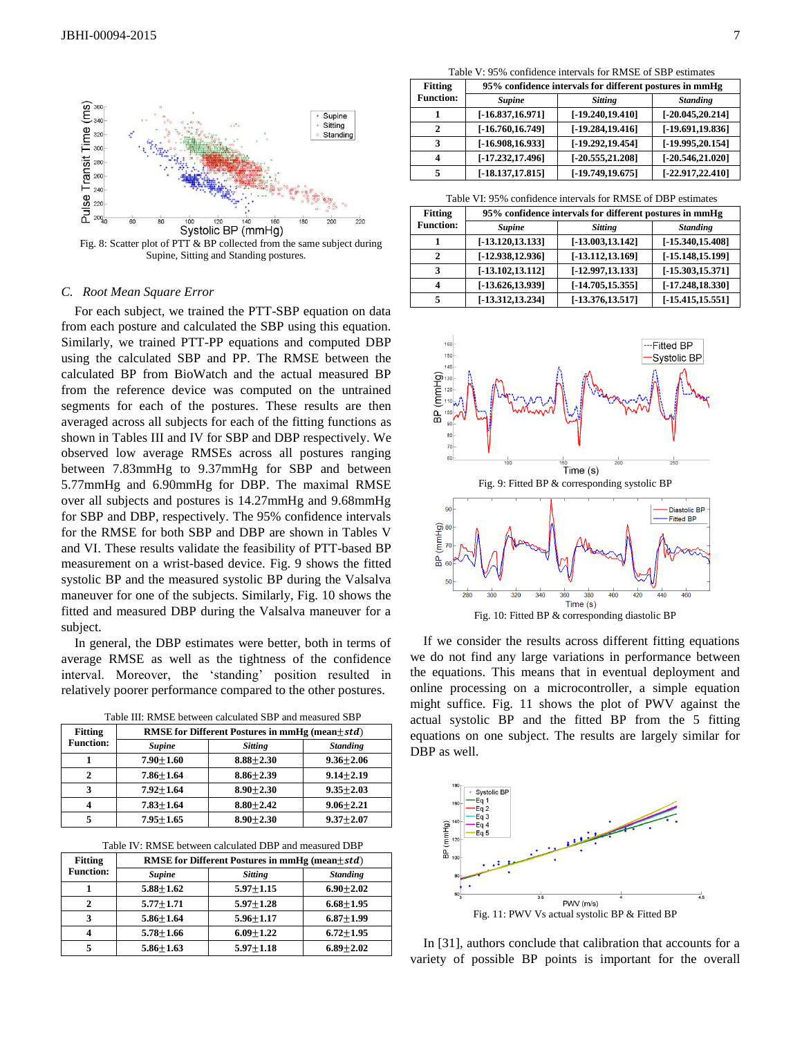Fig. 8: Scatter plot of PTT & BP collected from the same subject during Supine, Sitting and Standing postures.

### C. Root Mean Square Error

For each subject, we trained the PTT-SBP equation on data from each posture and calculated the SBP using this equation. Similarly, we trained PTT-PP equations and computed DBP using the calculated SBP and PP. The RMSE between the calculated BP from BioWatch and the actual measured BP from the reference device was computed on the untrained segments for each of the postures. These results are then averaged across all subjects for each of the fitting functions as shown in Tables III and IV for SBP and DBP respectively. We observed low average RMSEs across all postures ranging between 7.83mmHg to 9.37mmHg for SBP and between 5.77mmHg and 6.90mmHg for DBP. The maximal RMSE over all subjects and postures is 14.27mmHg and 9.68mmHg for SBP and DBP, respectively. The 95% confidence intervals for the RMSE for both SBP and DBP are shown in Tables V and VI. These results validate the feasibility of PTT-based BP measurement on a wrist-based device. Fig. 9 shows the fitted systolic BP and the measured systolic BP during the Valsalva maneuver for one of the subjects. Similarly, Fig. 10 shows the fitted and measured DBP during the Valsalva maneuver for a subject.

In general, the DBP estimates were better, both in terms of average RMSE as well as the tightness of the confidence interval. Moreover, the 'standing' position resulted in relatively poorer performance compared to the other postures.

Table III: RMSE between calculated SBP and measured SBP

| Fitting Function: | RMSE for Different Postures in mmHg (mean$\pm std$) | | |
|---|---|---|---|
| | *Supine* | *Sitting* | *Standing* |
| **1** | **7.90$\pm$1.60** | **8.88$\pm$2.30** | **9.36$\pm$2.06** |
| **2** | **7.86$\pm$1.64** | **8.86$\pm$2.39** | **9.14$\pm$2.19** |
| **3** | **7.92$\pm$1.64** | **8.90$\pm$2.30** | **9.35$\pm$2.03** |
| **4** | **7.83$\pm$1.64** | **8.80$\pm$2.42** | **9.06$\pm$2.21** |
| **5** | **7.95$\pm$1.65** | **8.90$\pm$2.30** | **9.37$\pm$2.07** |

Table IV: RMSE between calculated DBP and measured DBP

| Fitting Function: | RMSE for Different Postures in mmHg (mean$\pm std$) | | |
|---|---|---|---|
| | *Supine* | *Sitting* | *Standing* |
| **1** | **5.88$\pm$1.62** | **5.97$\pm$1.15** | **6.90$\pm$2.02** |
| **2** | **5.77$\pm$1.71** | **5.97$\pm$1.28** | **6.68$\pm$1.95** |
| **3** | **5.86$\pm$1.64** | **5.96$\pm$1.17** | **6.87$\pm$1.99** |
| **4** | **5.78$\pm$1.66** | **6.09$\pm$1.22** | **6.72$\pm$1.95** |
| **5** | **5.86$\pm$1.63** | **5.97$\pm$1.18** | **6.89$\pm$2.02** |

Table V: 95% confidence intervals for RMSE of SBP estimates

| Fitting Function: | 95% confidence intervals for different postures in mmHg | | |
|---|---|---|---|
| | *Supine* | *Sitting* | *Standing* |
| **1** | **[-16.837,16.971]** | **[-19.240,19.410]** | **[-20.045,20.214]** |
| **2** | **[-16.760,16.749]** | **[-19.284,19.416]** | **[-19.691,19.836]** |
| **3** | **[-16.908,16.933]** | **[-19.292,19.454]** | **[-19.995,20.154]** |
| **4** | **[-17.232,17.496]** | **[-20.555,21.208]** | **[-20.546,21.020]** |
| **5** | **[-18.137,17.815]** | **[-19.749,19.675]** | **[-22.917,22.410]** |

Table VI: 95% confidence intervals for RMSE of DBP estimates

| Fitting Function: | 95% confidence intervals for different postures in mmHg | | |
|---|---|---|---|
| | *Supine* | *Sitting* | *Standing* |
| **1** | **[-13.120,13.133]** | **[-13.003,13.142]** | **[-15.340,15.408]** |
| **2** | **[-12.938,12.936]** | **[-13.112,13.169]** | **[-15.148,15.199]** |
| **3** | **[-13.102,13.112]** | **[-12.997,13.133]** | **[-15.303,15.371]** |
| **4** | **[-13.626,13.939]** | **[-14.705,15.355]** | **[-17.248,18.330]** |
| **5** | **[-13.312,13.234]** | **[-13.376,13.517]** | **[-15.415,15.551]** |

Fig. 9: Fitted BP & corresponding systolic BP

Fig. 10: Fitted BP & corresponding diastolic BP

If we consider the results across different fitting equations we do not find any large variations in performance between the equations. This means that in eventual deployment and online processing on a microcontroller, a simple equation might suffice. Fig. 11 shows the plot of PWV against the actual systolic BP and the fitted BP from the 5 fitting equations on one subject. The results are largely similar for DBP as well.

Fig. 11: PWV Vs actual systolic BP & Fitted BP

In [31], authors conclude that calibration that accounts for a variety of possible BP points is important for the overall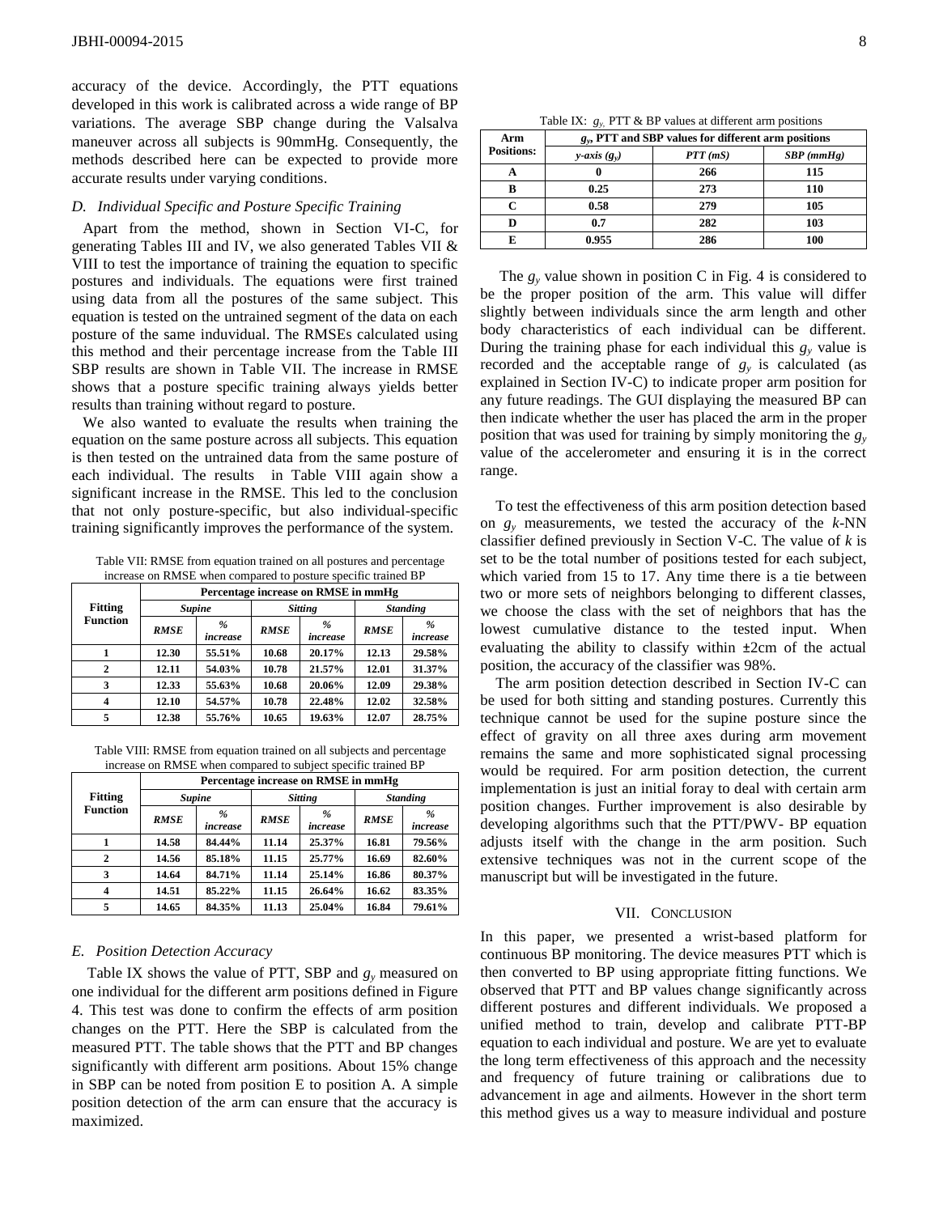accuracy of the device. Accordingly, the PTT equations developed in this work is calibrated across a wide range of BP variations. The average SBP change during the Valsalva maneuver across all subjects is 90mmHg. Consequently, the methods described here can be expected to provide more accurate results under varying conditions.

### D. Individual Specific and Posture Specific Training

Apart from the method, shown in Section VI-C, for generating Tables III and IV, we also generated Tables VII & VIII to test the importance of training the equation to specific postures and individuals. The equations were first trained using data from all the postures of the same subject. This equation is tested on the untrained segment of the data on each posture of the same induvidual. The RMSEs calculated using this method and their percentage increase from the Table III SBP results are shown in Table VII. The increase in RMSE shows that a posture specific training always yields better results than training without regard to posture.

We also wanted to evaluate the results when training the equation on the same posture across all subjects. This equation is then tested on the untrained data from the same posture of each individual. The results in Table VIII again show a significant increase in the RMSE. This led to the conclusion that not only posture-specific, but also individual-specific training significantly improves the performance of the system.

Table VII: RMSE from equation trained on all postures and percentage increase on RMSE when compared to posture specific trained BP

| Fitting Function | Percentage increase on RMSE in mmHg | | | | | |
|---|---|---|---|---|---|---|
| | *Supine* | | *Sitting* | | *Standing* | |
| | *RMSE* | *% increase* | *RMSE* | *% increase* | *RMSE* | *% increase* |
| **1** | **12.30** | **55.51%** | **10.68** | **20.17%** | **12.13** | **29.58%** |
| **2** | **12.11** | **54.03%** | **10.78** | **21.57%** | **12.01** | **31.37%** |
| **3** | **12.33** | **55.63%** | **10.68** | **20.06%** | **12.09** | **29.38%** |
| **4** | **12.10** | **54.57%** | **10.78** | **22.48%** | **12.02** | **32.58%** |
| **5** | **12.38** | **55.76%** | **10.65** | **19.63%** | **12.07** | **28.75%** |

Table VIII: RMSE from equation trained on all subjects and percentage increase on RMSE when compared to subject specific trained BP

| Fitting Function | Percentage increase on RMSE in mmHg | | | | | |
|---|---|---|---|---|---|---|
| | *Supine* | | *Sitting* | | *Standing* | |
| | *RMSE* | *% increase* | *RMSE* | *% increase* | *RMSE* | *% increase* |
| **1** | **14.58** | **84.44%** | **11.14** | **25.37%** | **16.81** | **79.56%** |
| **2** | **14.56** | **85.18%** | **11.15** | **25.77%** | **16.69** | **82.60%** |
| **3** | **14.64** | **84.71%** | **11.14** | **25.14%** | **16.86** | **80.37%** |
| **4** | **14.51** | **85.22%** | **11.15** | **26.64%** | **16.62** | **83.35%** |
| **5** | **14.65** | **84.35%** | **11.13** | **25.04%** | **16.84** | **79.61%** |

### E. Position Detection Accuracy

Table IX shows the value of PTT, SBP and $g_y$ measured on one individual for the different arm positions defined in Figure 4. This test was done to confirm the effects of arm position changes on the PTT. Here the SBP is calculated from the measured PTT. The table shows that the PTT and BP changes significantly with different arm positions. About 15% change in SBP can be noted from position E to position A. A simple position detection of the arm can ensure that the accuracy is maximized.

Table IX: $g_y$, PTT & BP values at different arm positions

| Arm Positions: | $g_y$, PTT and SBP values for different arm positions | | |
|---|---|---|---|
| | *y-axis ($g_y$)* | *PTT (mS)* | *SBP (mmHg)* |
| **A** | **0** | **266** | **115** |
| **B** | **0.25** | **273** | **110** |
| **C** | **0.58** | **279** | **105** |
| **D** | **0.7** | **282** | **103** |
| **E** | **0.955** | **286** | **100** |

The $g_y$ value shown in position C in Fig. 4 is considered to be the proper position of the arm. This value will differ slightly between individuals since the arm length and other body characteristics of each individual can be different. During the training phase for each individual this $g_y$ value is recorded and the acceptable range of $g_y$ is calculated (as explained in Section IV-C) to indicate proper arm position for any future readings. The GUI displaying the measured BP can then indicate whether the user has placed the arm in the proper position that was used for training by simply monitoring the $g_y$ value of the accelerometer and ensuring it is in the correct range.

To test the effectiveness of this arm position detection based on $g_y$ measurements, we tested the accuracy of the *k*-NN classifier defined previously in Section V-C. The value of *k* is set to be the total number of positions tested for each subject, which varied from 15 to 17. Any time there is a tie between two or more sets of neighbors belonging to different classes, we choose the class with the set of neighbors that has the lowest cumulative distance to the tested input. When evaluating the ability to classify within ±2cm of the actual position, the accuracy of the classifier was 98%.

The arm position detection described in Section IV-C can be used for both sitting and standing postures. Currently this technique cannot be used for the supine posture since the effect of gravity on all three axes during arm movement remains the same and more sophisticated signal processing would be required. For arm position detection, the current implementation is just an initial foray to deal with certain arm position changes. Further improvement is also desirable by developing algorithms such that the PTT/PWV- BP equation adjusts itself with the change in the arm position. Such extensive techniques was not in the current scope of the manuscript but will be investigated in the future.

## VII. Conclusion

In this paper, we presented a wrist-based platform for continuous BP monitoring. The device measures PTT which is then converted to BP using appropriate fitting functions. We observed that PTT and BP values change significantly across different postures and different individuals. We proposed a unified method to train, develop and calibrate PTT-BP equation to each individual and posture. We are yet to evaluate the long term effectiveness of this approach and the necessity and frequency of future training or calibrations due to advancement in age and ailments. However in the short term this method gives us a way to measure individual and posture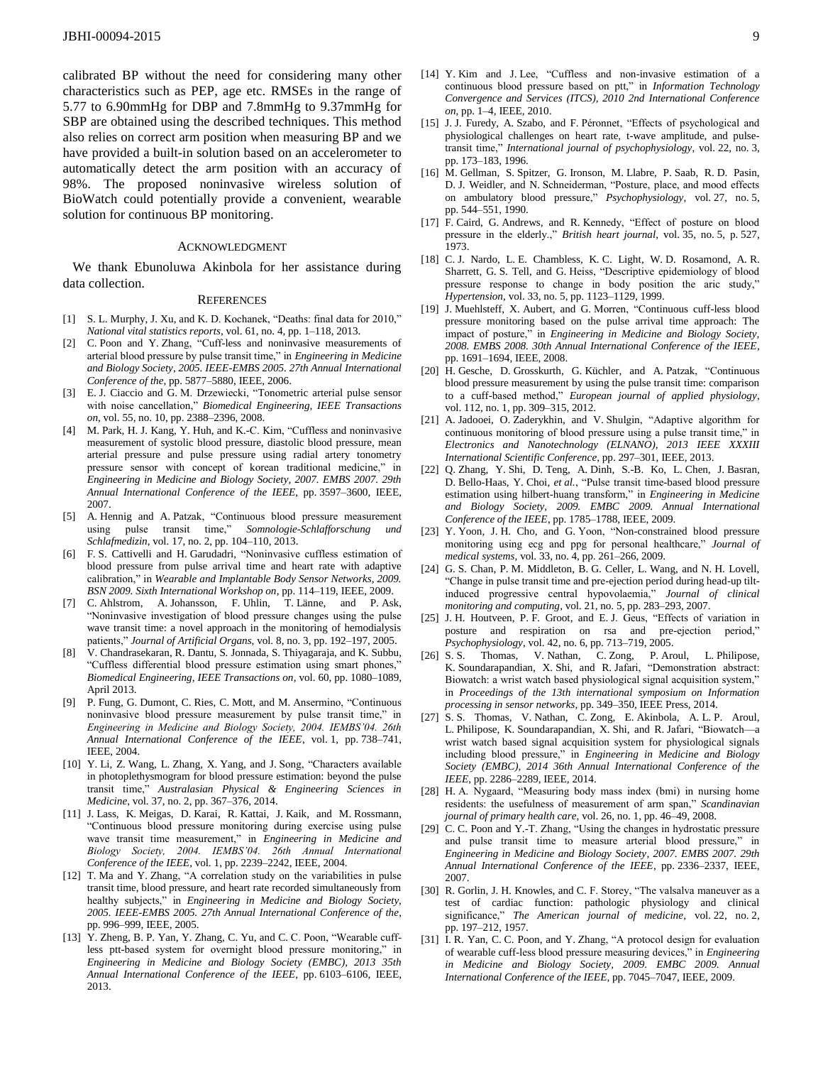calibrated BP without the need for considering many other characteristics such as PEP, age etc. RMSEs in the range of 5.77 to 6.90mmHg for DBP and 7.8mmHg to 9.37mmHg for SBP are obtained using the described techniques. This method also relies on correct arm position when measuring BP and we have provided a built-in solution based on an accelerometer to automatically detect the arm position with an accuracy of 98%. The proposed noninvasive wireless solution of BioWatch could potentially provide a convenient, wearable solution for continuous BP monitoring.

## Acknowledgment

We thank Ebunoluwa Akinbola for her assistance during data collection.

## References

[1] S. L. Murphy, J. Xu, and K. D. Kochanek, "Deaths: final data for 2010," *National vital statistics reports*, vol. 61, no. 4, pp. 1–118, 2013.

[2] C. Poon and Y. Zhang, "Cuff-less and noninvasive measurements of arterial blood pressure by pulse transit time," in *Engineering in Medicine and Biology Society, 2005. IEEE-EMBS 2005. 27th Annual International Conference of the*, pp. 5877–5880, IEEE, 2006.

[3] E. J. Ciaccio and G. M. Drzewiecki, "Tonometric arterial pulse sensor with noise cancellation," *Biomedical Engineering, IEEE Transactions on*, vol. 55, no. 10, pp. 2388–2396, 2008.

[4] M. Park, H. J. Kang, Y. Huh, and K.-C. Kim, "Cuffless and noninvasive measurement of systolic blood pressure, diastolic blood pressure, mean arterial pressure and pulse pressure using radial artery tonometry pressure sensor with concept of korean traditional medicine," in *Engineering in Medicine and Biology Society, 2007. EMBS 2007. 29th Annual International Conference of the IEEE*, pp. 3597–3600, IEEE, 2007.

[5] A. Hennig and A. Patzak, "Continuous blood pressure measurement using pulse transit time," *Somnologie-Schlafforschung und Schlafmedizin*, vol. 17, no. 2, pp. 104–110, 2013.

[6] F. S. Cattivelli and H. Garudadri, "Noninvasive cuffless estimation of blood pressure from pulse arrival time and heart rate with adaptive calibration," in *Wearable and Implantable Body Sensor Networks, 2009. BSN 2009. Sixth International Workshop on*, pp. 114–119, IEEE, 2009.

[7] C. Ahlstrom, A. Johansson, F. Uhlin, T. Länne, and P. Ask, "Noninvasive investigation of blood pressure changes using the pulse wave transit time: a novel approach in the monitoring of hemodialysis patients," *Journal of Artificial Organs*, vol. 8, no. 3, pp. 192–197, 2005.

[8] V. Chandrasekaran, R. Dantu, S. Jonnada, S. Thiyagaraja, and K. Subbu, "Cuffless differential blood pressure estimation using smart phones," *Biomedical Engineering, IEEE Transactions on*, vol. 60, pp. 1080–1089, April 2013.

[9] P. Fung, G. Dumont, C. Ries, C. Mott, and M. Ansermino, "Continuous noninvasive blood pressure measurement by pulse transit time," in *Engineering in Medicine and Biology Society, 2004. IEMBS'04. 26th Annual International Conference of the IEEE*, vol. 1, pp. 738–741, IEEE, 2004.

[10] Y. Li, Z. Wang, L. Zhang, X. Yang, and J. Song, "Characters available in photoplethysmogram for blood pressure estimation: beyond the pulse transit time," *Australasian Physical & Engineering Sciences in Medicine*, vol. 37, no. 2, pp. 367–376, 2014.

[11] J. Lass, K. Meigas, D. Karai, R. Kattai, J. Kaik, and M. Rossmann, "Continuous blood pressure monitoring during exercise using pulse wave transit time measurement," in *Engineering in Medicine and Biology Society, 2004. IEMBS'04. 26th Annual International Conference of the IEEE*, vol. 1, pp. 2239–2242, IEEE, 2004.

[12] T. Ma and Y. Zhang, "A correlation study on the variabilities in pulse transit time, blood pressure, and heart rate recorded simultaneously from healthy subjects," in *Engineering in Medicine and Biology Society, 2005. IEEE-EMBS 2005. 27th Annual International Conference of the*, pp. 996–999, IEEE, 2005.

[13] Y. Zheng, B. P. Yan, Y. Zhang, C. Yu, and C. C. Poon, "Wearable cuff-less ptt-based system for overnight blood pressure monitoring," in *Engineering in Medicine and Biology Society (EMBC), 2013 35th Annual International Conference of the IEEE*, pp. 6103–6106, IEEE, 2013.

[14] Y. Kim and J. Lee, "Cuffless and non-invasive estimation of a continuous blood pressure based on ptt," in *Information Technology Convergence and Services (ITCS), 2010 2nd International Conference on*, pp. 1–4, IEEE, 2010.

[15] J. J. Furedy, A. Szabo, and F. Péronnet, "Effects of psychological and physiological challenges on heart rate, t-wave amplitude, and pulse-transit time," *International journal of psychophysiology*, vol. 22, no. 3, pp. 173–183, 1996.

[16] M. Gellman, S. Spitzer, G. Ironson, M. Llabre, P. Saab, R. D. Pasin, D. J. Weidler, and N. Schneiderman, "Posture, place, and mood effects on ambulatory blood pressure," *Psychophysiology*, vol. 27, no. 5, pp. 544–551, 1990.

[17] F. Caird, G. Andrews, and R. Kennedy, "Effect of posture on blood pressure in the elderly.," *British heart journal*, vol. 35, no. 5, p. 527, 1973.

[18] C. J. Nardo, L. E. Chambless, K. C. Light, W. D. Rosamond, A. R. Sharrett, G. S. Tell, and G. Heiss, "Descriptive epidemiology of blood pressure response to change in body position the aric study," *Hypertension*, vol. 33, no. 5, pp. 1123–1129, 1999.

[19] J. Muehlsteff, X. Aubert, and G. Morren, "Continuous cuff-less blood pressure monitoring based on the pulse arrival time approach: The impact of posture," in *Engineering in Medicine and Biology Society, 2008. EMBS 2008. 30th Annual International Conference of the IEEE*, pp. 1691–1694, IEEE, 2008.

[20] H. Gesche, D. Grosskurth, G. Küchler, and A. Patzak, "Continuous blood pressure measurement by using the pulse transit time: comparison to a cuff-based method," *European journal of applied physiology*, vol. 112, no. 1, pp. 309–315, 2012.

[21] A. Jadooei, O. Zaderykhin, and V. Shulgin, "Adaptive algorithm for continuous monitoring of blood pressure using a pulse transit time," in *Electronics and Nanotechnology (ELNANO), 2013 IEEE XXXIII International Scientific Conference*, pp. 297–301, IEEE, 2013.

[22] Q. Zhang, Y. Shi, D. Teng, A. Dinh, S.-B. Ko, L. Chen, J. Basran, D. Bello-Haas, Y. Choi, *et al.*, "Pulse transit time-based blood pressure estimation using hilbert-huang transform," in *Engineering in Medicine and Biology Society, 2009. EMBC 2009. Annual International Conference of the IEEE*, pp. 1785–1788, IEEE, 2009.

[23] Y. Yoon, J. H. Cho, and G. Yoon, "Non-constrained blood pressure monitoring using ecg and ppg for personal healthcare," *Journal of medical systems*, vol. 33, no. 4, pp. 261–266, 2009.

[24] G. S. Chan, P. M. Middleton, B. G. Celler, L. Wang, and N. H. Lovell, "Change in pulse transit time and pre-ejection period during head-up tilt-induced progressive central hypovolaemia," *Journal of clinical monitoring and computing*, vol. 21, no. 5, pp. 283–293, 2007.

[25] J. H. Houtveen, P. F. Groot, and E. J. Geus, "Effects of variation in posture and respiration on rsa and pre-ejection period," *Psychophysiology*, vol. 42, no. 6, pp. 713–719, 2005.

[26] S. S. Thomas, V. Nathan, C. Zong, P. Aroul, L. Philipose, K. Soundarapandian, X. Shi, and R. Jafari, "Demonstration abstract: Biowatch: a wrist watch based physiological signal acquisition system," in *Proceedings of the 13th international symposium on Information processing in sensor networks*, pp. 349–350, IEEE Press, 2014.

[27] S. S. Thomas, V. Nathan, C. Zong, E. Akinbola, A. L. P. Aroul, L. Philipose, K. Soundarapandian, X. Shi, and R. Jafari, "Biowatch—a wrist watch based signal acquisition system for physiological signals including blood pressure," in *Engineering in Medicine and Biology Society (EMBC), 2014 36th Annual International Conference of the IEEE*, pp. 2286–2289, IEEE, 2014.

[28] H. A. Nygaard, "Measuring body mass index (bmi) in nursing home residents: the usefulness of measurement of arm span," *Scandinavian journal of primary health care*, vol. 26, no. 1, pp. 46–49, 2008.

[29] C. C. Poon and Y.-T. Zhang, "Using the changes in hydrostatic pressure and pulse transit time to measure arterial blood pressure," in *Engineering in Medicine and Biology Society, 2007. EMBS 2007. 29th Annual International Conference of the IEEE*, pp. 2336–2337, IEEE, 2007.

[30] R. Gorlin, J. H. Knowles, and C. F. Storey, "The valsalva maneuver as a test of cardiac function: pathologic physiology and clinical significance," *The American journal of medicine*, vol. 22, no. 2, pp. 197–212, 1957.

[31] I. R. Yan, C. C. Poon, and Y. Zhang, "A protocol design for evaluation of wearable cuff-less blood pressure measuring devices," in *Engineering in Medicine and Biology Society, 2009. EMBC 2009. Annual International Conference of the IEEE*, pp. 7045–7047, IEEE, 2009.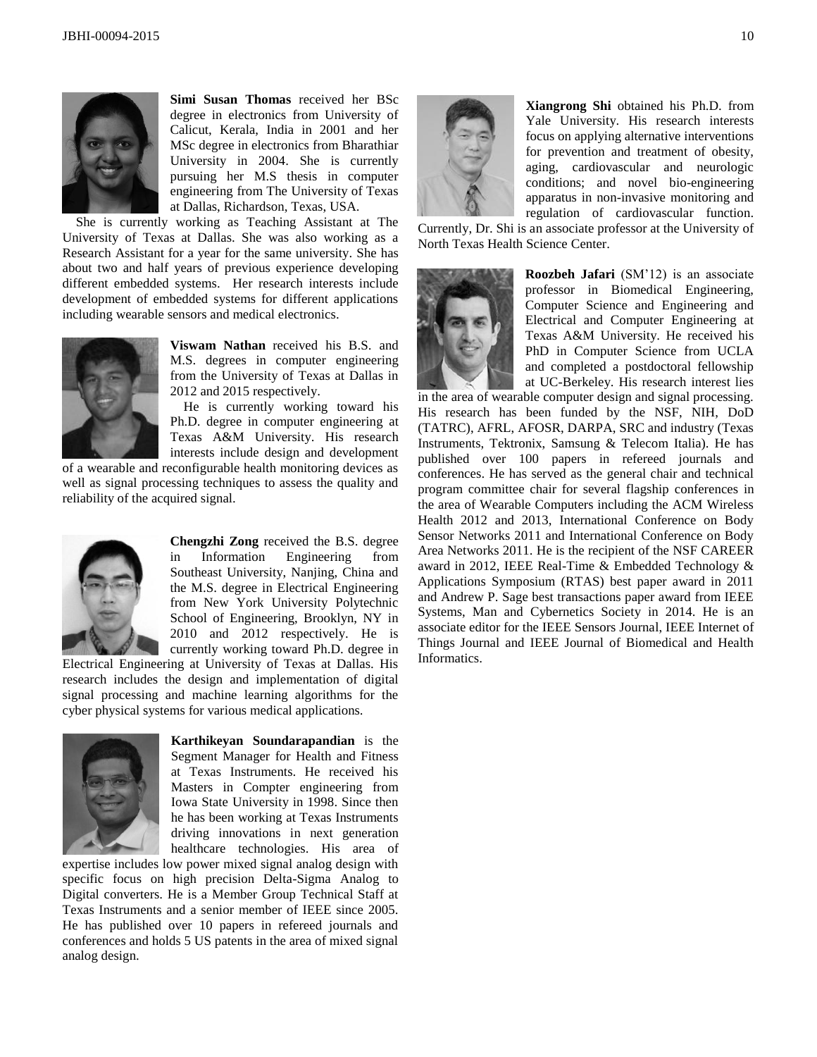**Simi Susan Thomas** received her BSc degree in electronics from University of Calicut, Kerala, India in 2001 and her MSc degree in electronics from Bharathiar University in 2004. She is currently pursuing her M.S thesis in computer engineering from The University of Texas at Dallas, Richardson, Texas, USA.

She is currently working as Teaching Assistant at The University of Texas at Dallas. She was also working as a Research Assistant for a year for the same university. She has about two and half years of previous experience developing different embedded systems. Her research interests include development of embedded systems for different applications including wearable sensors and medical electronics.

**Viswam Nathan** received his B.S. and M.S. degrees in computer engineering from the University of Texas at Dallas in 2012 and 2015 respectively.

He is currently working toward his Ph.D. degree in computer engineering at Texas A&M University. His research interests include design and development of a wearable and reconfigurable health monitoring devices as well as signal processing techniques to assess the quality and reliability of the acquired signal.

**Chengzhi Zong** received the B.S. degree in Information Engineering from Southeast University, Nanjing, China and the M.S. degree in Electrical Engineering from New York University Polytechnic School of Engineering, Brooklyn, NY in 2010 and 2012 respectively. He is currently working toward Ph.D. degree in Electrical Engineering at University of Texas at Dallas. His research includes the design and implementation of digital signal processing and machine learning algorithms for the cyber physical systems for various medical applications.

**Karthikeyan Soundarapandian** is the Segment Manager for Health and Fitness at Texas Instruments. He received his Masters in Compter engineering from Iowa State University in 1998. Since then he has been working at Texas Instruments driving innovations in next generation healthcare technologies. His area of expertise includes low power mixed signal analog design with specific focus on high precision Delta-Sigma Analog to Digital converters. He is a Member Group Technical Staff at Texas Instruments and a senior member of IEEE since 2005. He has published over 10 papers in refereed journals and conferences and holds 5 US patents in the area of mixed signal analog design.

**Xiangrong Shi** obtained his Ph.D. from Yale University. His research interests focus on applying alternative interventions for prevention and treatment of obesity, aging, cardiovascular and neurologic conditions; and novel bio-engineering apparatus in non-invasive monitoring and regulation of cardiovascular function. Currently, Dr. Shi is an associate professor at the University of North Texas Health Science Center.

**Roozbeh Jafari** (SM'12) is an associate professor in Biomedical Engineering, Computer Science and Engineering and Electrical and Computer Engineering at Texas A&M University. He received his PhD in Computer Science from UCLA and completed a postdoctoral fellowship at UC-Berkeley. His research interest lies in the area of wearable computer design and signal processing. His research has been funded by the NSF, NIH, DoD (TATRC), AFRL, AFOSR, DARPA, SRC and industry (Texas Instruments, Tektronix, Samsung & Telecom Italia). He has published over 100 papers in refereed journals and conferences. He has served as the general chair and technical program committee chair for several flagship conferences in the area of Wearable Computers including the ACM Wireless Health 2012 and 2013, International Conference on Body Sensor Networks 2011 and International Conference on Body Area Networks 2011. He is the recipient of the NSF CAREER award in 2012, IEEE Real-Time & Embedded Technology & Applications Symposium (RTAS) best paper award in 2011 and Andrew P. Sage best transactions paper award from IEEE Systems, Man and Cybernetics Society in 2014. He is an associate editor for the IEEE Sensors Journal, IEEE Internet of Things Journal and IEEE Journal of Biomedical and Health Informatics.